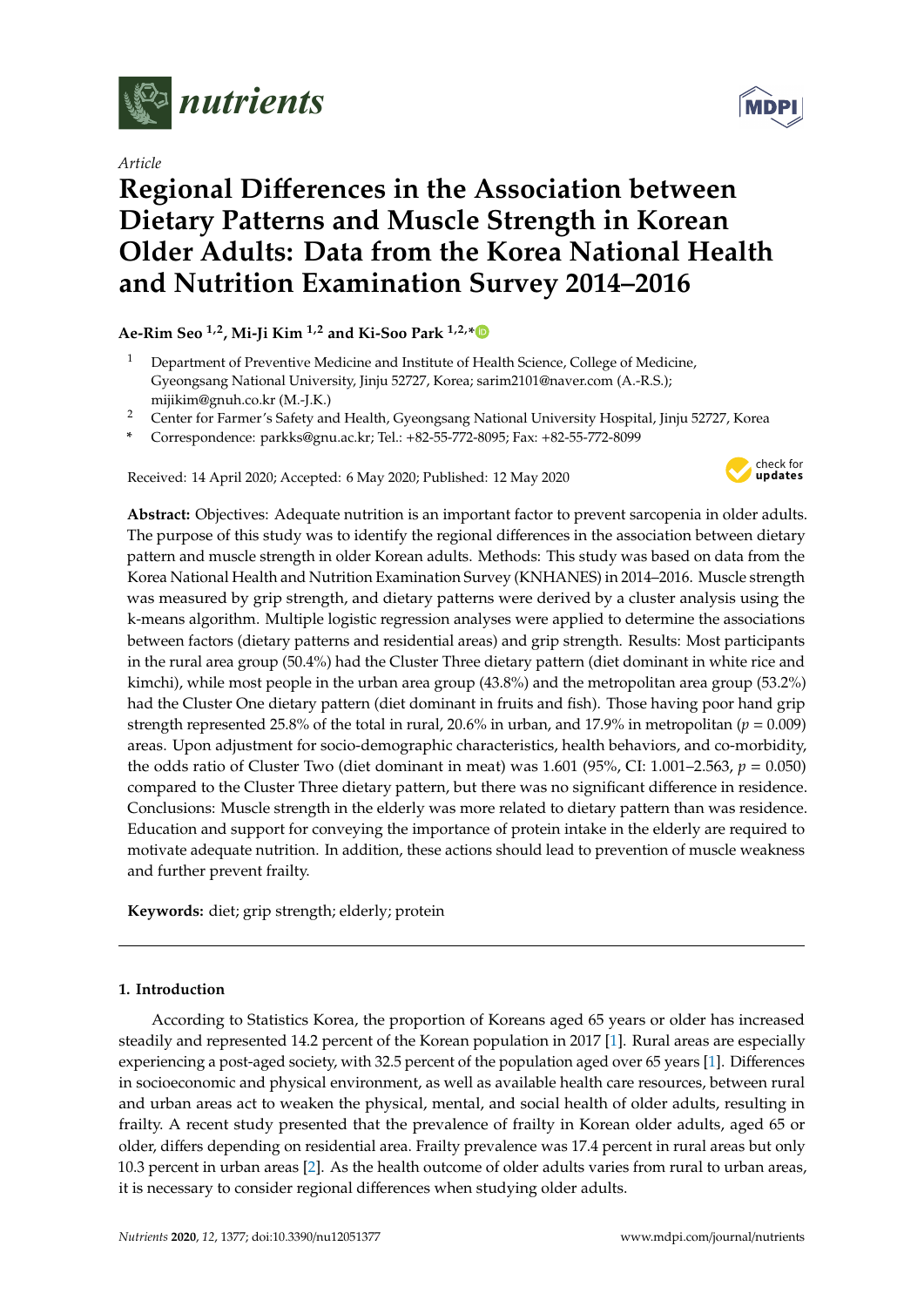*Article*

# Regional Differences in the Association between Dietary Patterns and Muscle Strength in Korean Older Adults: Data from the Korea National Health and Nutrition Examination Survey 2014–2016

**Ae-Rim Seo [1,2], Mi-Ji Kim [1,2] and Ki-Soo Park [1,2,*]**

[1] Department of Preventive Medicine and Institute of Health Science, College of Medicine, Gyeongsang National University, Jinju 52727, Korea; sarim2101@naver.com (A.-R.S.); mijikim@gnuh.co.kr (M.-J.K.)

[2] Center for Farmer's Safety and Health, Gyeongsang National University Hospital, Jinju 52727, Korea

\* Correspondence: parkks@gnu.ac.kr; Tel.: +82-55-772-8095; Fax: +82-55-772-8099

Received: 14 April 2020; Accepted: 6 May 2020; Published: 12 May 2020

**Abstract:** Objectives: Adequate nutrition is an important factor to prevent sarcopenia in older adults. The purpose of this study was to identify the regional differences in the association between dietary pattern and muscle strength in older Korean adults. Methods: This study was based on data from the Korea National Health and Nutrition Examination Survey (KNHANES) in 2014–2016. Muscle strength was measured by grip strength, and dietary patterns were derived by a cluster analysis using the k-means algorithm. Multiple logistic regression analyses were applied to determine the associations between factors (dietary patterns and residential areas) and grip strength. Results: Most participants in the rural area group (50.4%) had the Cluster Three dietary pattern (diet dominant in white rice and kimchi), while most people in the urban area group (43.8%) and the metropolitan area group (53.2%) had the Cluster One dietary pattern (diet dominant in fruits and fish). Those having poor hand grip strength represented 25.8% of the total in rural, 20.6% in urban, and 17.9% in metropolitan ($p = 0.009$) areas. Upon adjustment for socio-demographic characteristics, health behaviors, and co-morbidity, the odds ratio of Cluster Two (diet dominant in meat) was 1.601 (95%, CI: 1.001–2.563, $p = 0.050$) compared to the Cluster Three dietary pattern, but there was no significant difference in residence. Conclusions: Muscle strength in the elderly was more related to dietary pattern than was residence. Education and support for conveying the importance of protein intake in the elderly are required to motivate adequate nutrition. In addition, these actions should lead to prevention of muscle weakness and further prevent frailty.

**Keywords:** diet; grip strength; elderly; protein

## 1. Introduction

According to Statistics Korea, the proportion of Koreans aged 65 years or older has increased steadily and represented 14.2 percent of the Korean population in 2017 [1]. Rural areas are especially experiencing a post-aged society, with 32.5 percent of the population aged over 65 years [1]. Differences in socioeconomic and physical environment, as well as available health care resources, between rural and urban areas act to weaken the physical, mental, and social health of older adults, resulting in frailty. A recent study presented that the prevalence of frailty in Korean older adults, aged 65 or older, differs depending on residential area. Frailty prevalence was 17.4 percent in rural areas but only 10.3 percent in urban areas [2]. As the health outcome of older adults varies from rural to urban areas, it is necessary to consider regional differences when studying older adults.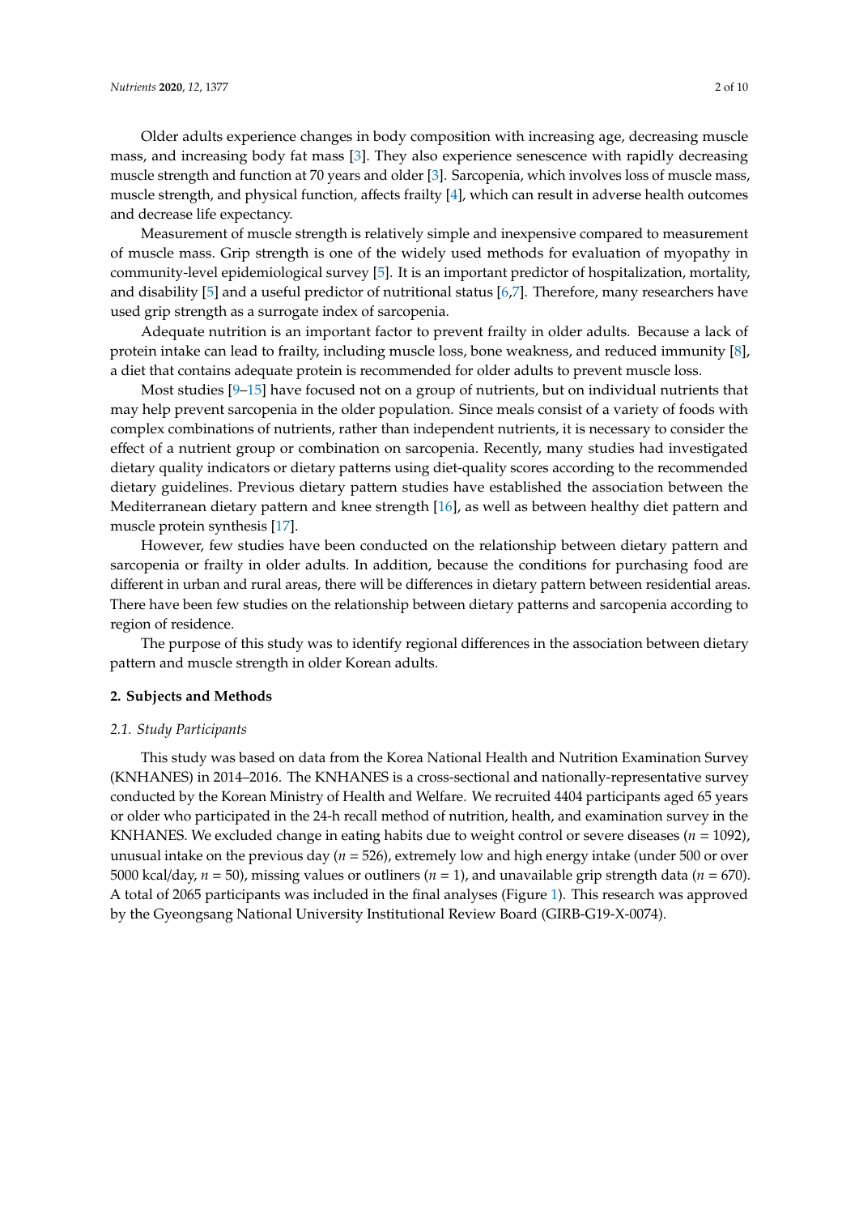Older adults experience changes in body composition with increasing age, decreasing muscle mass, and increasing body fat mass [3]. They also experience senescence with rapidly decreasing muscle strength and function at 70 years and older [3]. Sarcopenia, which involves loss of muscle mass, muscle strength, and physical function, affects frailty [4], which can result in adverse health outcomes and decrease life expectancy.

Measurement of muscle strength is relatively simple and inexpensive compared to measurement of muscle mass. Grip strength is one of the widely used methods for evaluation of myopathy in community-level epidemiological survey [5]. It is an important predictor of hospitalization, mortality, and disability [5] and a useful predictor of nutritional status [6,7]. Therefore, many researchers have used grip strength as a surrogate index of sarcopenia.

Adequate nutrition is an important factor to prevent frailty in older adults. Because a lack of protein intake can lead to frailty, including muscle loss, bone weakness, and reduced immunity [8], a diet that contains adequate protein is recommended for older adults to prevent muscle loss.

Most studies [9–15] have focused not on a group of nutrients, but on individual nutrients that may help prevent sarcopenia in the older population. Since meals consist of a variety of foods with complex combinations of nutrients, rather than independent nutrients, it is necessary to consider the effect of a nutrient group or combination on sarcopenia. Recently, many studies had investigated dietary quality indicators or dietary patterns using diet-quality scores according to the recommended dietary guidelines. Previous dietary pattern studies have established the association between the Mediterranean dietary pattern and knee strength [16], as well as between healthy diet pattern and muscle protein synthesis [17].

However, few studies have been conducted on the relationship between dietary pattern and sarcopenia or frailty in older adults. In addition, because the conditions for purchasing food are different in urban and rural areas, there will be differences in dietary pattern between residential areas. There have been few studies on the relationship between dietary patterns and sarcopenia according to region of residence.

The purpose of this study was to identify regional differences in the association between dietary pattern and muscle strength in older Korean adults.

## 2. Subjects and Methods

### 2.1. Study Participants

This study was based on data from the Korea National Health and Nutrition Examination Survey (KNHANES) in 2014–2016. The KNHANES is a cross-sectional and nationally-representative survey conducted by the Korean Ministry of Health and Welfare. We recruited 4404 participants aged 65 years or older who participated in the 24-h recall method of nutrition, health, and examination survey in the KNHANES. We excluded change in eating habits due to weight control or severe diseases ($n$ = 1092), unusual intake on the previous day ($n$ = 526), extremely low and high energy intake (under 500 or over 5000 kcal/day, $n$ = 50), missing values or outliners ($n$ = 1), and unavailable grip strength data ($n$ = 670). A total of 2065 participants was included in the final analyses (Figure 1). This research was approved by the Gyeongsang National University Institutional Review Board (GIRB-G19-X-0074).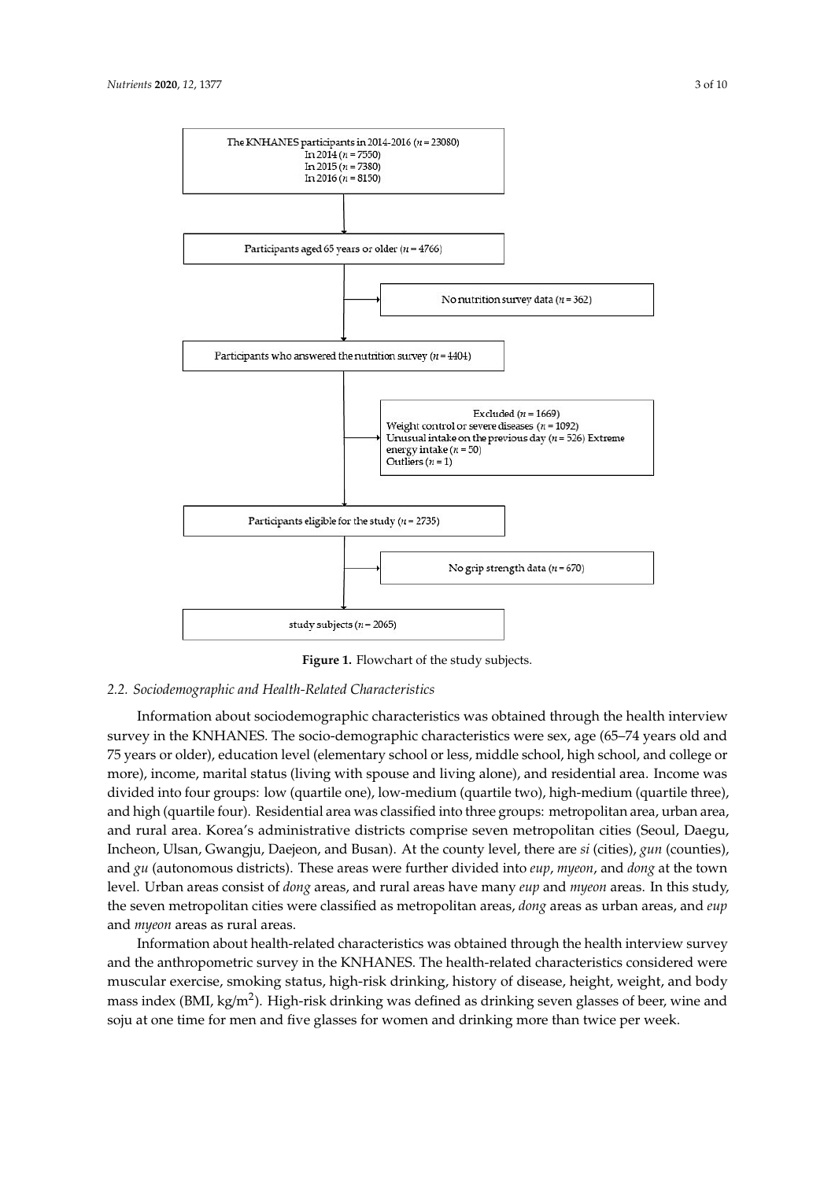The KNHANES participants in 2014-2016 ($n$ = 23080)
In 2014 ($n$ = 7550)
In 2015 ($n$ = 7380)
In 2016 ($n$ = 8150)

Participants aged 65 years or older ($n$ = 4766)

No nutrition survey data ($n$ = 362)

Participants who answered the nutrition survey ($n$ = 4404)

Excluded ($n$ = 1669)
Weight control or severe diseases ($n$ = 1092)
Unusual intake on the previous day ($n$ = 526) Extreme energy intake ($n$ = 50)
Outliers ($n$ = 1)

Participants eligible for the study ($n$ = 2735)

No grip strength data ($n$ = 670)

study subjects ($n$ = 2065)

**Figure 1.** Flowchart of the study subjects.

### *2.2. Sociodemographic and Health-Related Characteristics*

Information about sociodemographic characteristics was obtained through the health interview survey in the KNHANES. The socio-demographic characteristics were sex, age (65–74 years old and 75 years or older), education level (elementary school or less, middle school, high school, and college or more), income, marital status (living with spouse and living alone), and residential area. Income was divided into four groups: low (quartile one), low-medium (quartile two), high-medium (quartile three), and high (quartile four). Residential area was classified into three groups: metropolitan area, urban area, and rural area. Korea's administrative districts comprise seven metropolitan cities (Seoul, Daegu, Incheon, Ulsan, Gwangju, Daejeon, and Busan). At the county level, there are *si* (cities), *gun* (counties), and *gu* (autonomous districts). These areas were further divided into *eup*, *myeon*, and *dong* at the town level. Urban areas consist of *dong* areas, and rural areas have many *eup* and *myeon* areas. In this study, the seven metropolitan cities were classified as metropolitan areas, *dong* areas as urban areas, and *eup* and *myeon* areas as rural areas.

Information about health-related characteristics was obtained through the health interview survey and the anthropometric survey in the KNHANES. The health-related characteristics considered were muscular exercise, smoking status, high-risk drinking, history of disease, height, weight, and body mass index (BMI, $kg/m^2$). High-risk drinking was defined as drinking seven glasses of beer, wine and soju at one time for men and five glasses for women and drinking more than twice per week.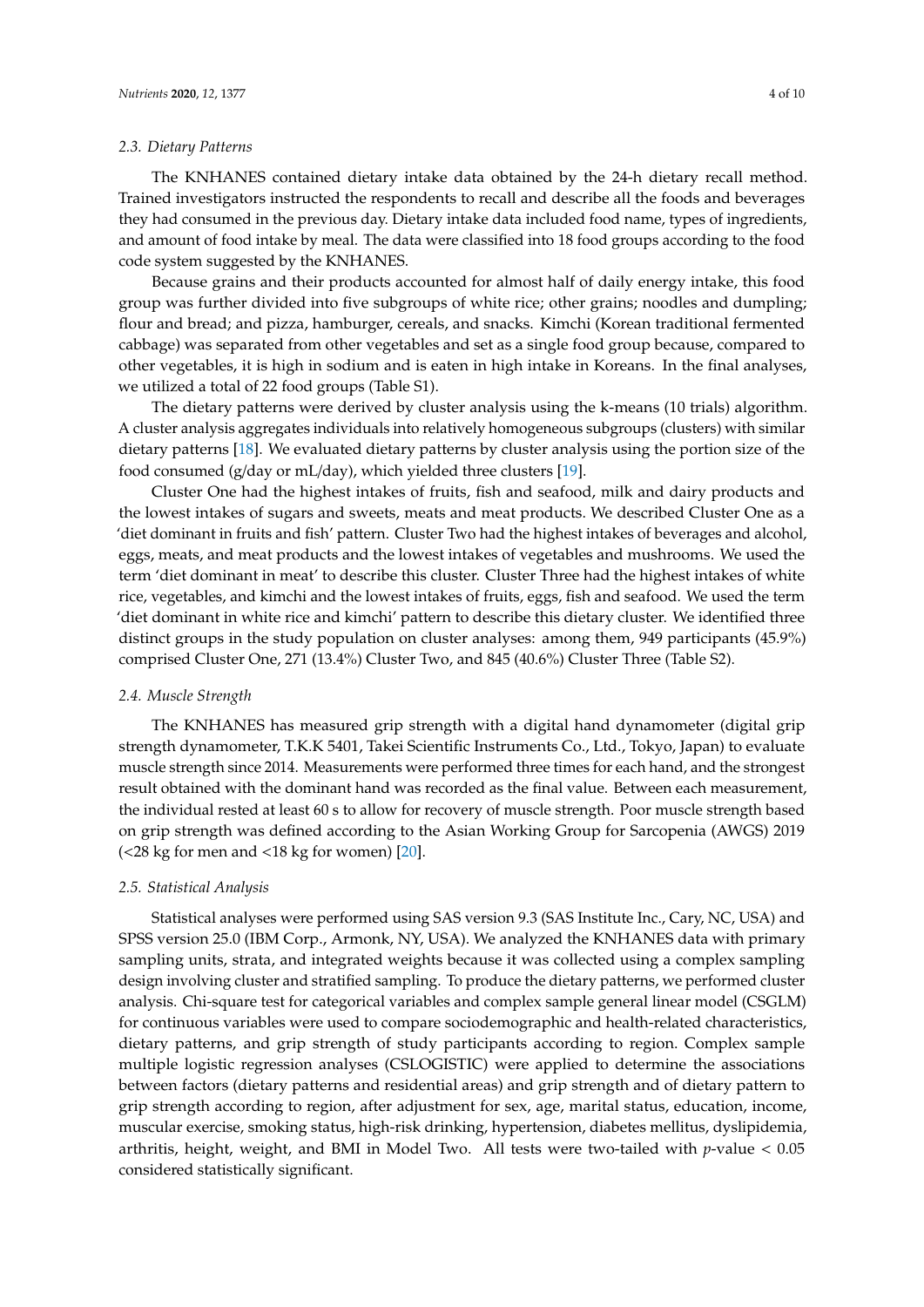### 2.3. Dietary Patterns

The KNHANES contained dietary intake data obtained by the 24-h dietary recall method. Trained investigators instructed the respondents to recall and describe all the foods and beverages they had consumed in the previous day. Dietary intake data included food name, types of ingredients, and amount of food intake by meal. The data were classified into 18 food groups according to the food code system suggested by the KNHANES.

Because grains and their products accounted for almost half of daily energy intake, this food group was further divided into five subgroups of white rice; other grains; noodles and dumpling; flour and bread; and pizza, hamburger, cereals, and snacks. Kimchi (Korean traditional fermented cabbage) was separated from other vegetables and set as a single food group because, compared to other vegetables, it is high in sodium and is eaten in high intake in Koreans. In the final analyses, we utilized a total of 22 food groups (Table S1).

The dietary patterns were derived by cluster analysis using the k-means (10 trials) algorithm. A cluster analysis aggregates individuals into relatively homogeneous subgroups (clusters) with similar dietary patterns [18]. We evaluated dietary patterns by cluster analysis using the portion size of the food consumed (g/day or mL/day), which yielded three clusters [19].

Cluster One had the highest intakes of fruits, fish and seafood, milk and dairy products and the lowest intakes of sugars and sweets, meats and meat products. We described Cluster One as a 'diet dominant in fruits and fish' pattern. Cluster Two had the highest intakes of beverages and alcohol, eggs, meats, and meat products and the lowest intakes of vegetables and mushrooms. We used the term 'diet dominant in meat' to describe this cluster. Cluster Three had the highest intakes of white rice, vegetables, and kimchi and the lowest intakes of fruits, eggs, fish and seafood. We used the term 'diet dominant in white rice and kimchi' pattern to describe this dietary cluster. We identified three distinct groups in the study population on cluster analyses: among them, 949 participants (45.9%) comprised Cluster One, 271 (13.4%) Cluster Two, and 845 (40.6%) Cluster Three (Table S2).

### 2.4. Muscle Strength

The KNHANES has measured grip strength with a digital hand dynamometer (digital grip strength dynamometer, T.K.K 5401, Takei Scientific Instruments Co., Ltd., Tokyo, Japan) to evaluate muscle strength since 2014. Measurements were performed three times for each hand, and the strongest result obtained with the dominant hand was recorded as the final value. Between each measurement, the individual rested at least 60 s to allow for recovery of muscle strength. Poor muscle strength based on grip strength was defined according to the Asian Working Group for Sarcopenia (AWGS) 2019 (<28 kg for men and <18 kg for women) [20].

### 2.5. Statistical Analysis

Statistical analyses were performed using SAS version 9.3 (SAS Institute Inc., Cary, NC, USA) and SPSS version 25.0 (IBM Corp., Armonk, NY, USA). We analyzed the KNHANES data with primary sampling units, strata, and integrated weights because it was collected using a complex sampling design involving cluster and stratified sampling. To produce the dietary patterns, we performed cluster analysis. Chi-square test for categorical variables and complex sample general linear model (CSGLM) for continuous variables were used to compare sociodemographic and health-related characteristics, dietary patterns, and grip strength of study participants according to region. Complex sample multiple logistic regression analyses (CSLOGISTIC) were applied to determine the associations between factors (dietary patterns and residential areas) and grip strength and of dietary pattern to grip strength according to region, after adjustment for sex, age, marital status, education, income, muscular exercise, smoking status, high-risk drinking, hypertension, diabetes mellitus, dyslipidemia, arthritis, height, weight, and BMI in Model Two. All tests were two-tailed with $p$-value $< 0.05$ considered statistically significant.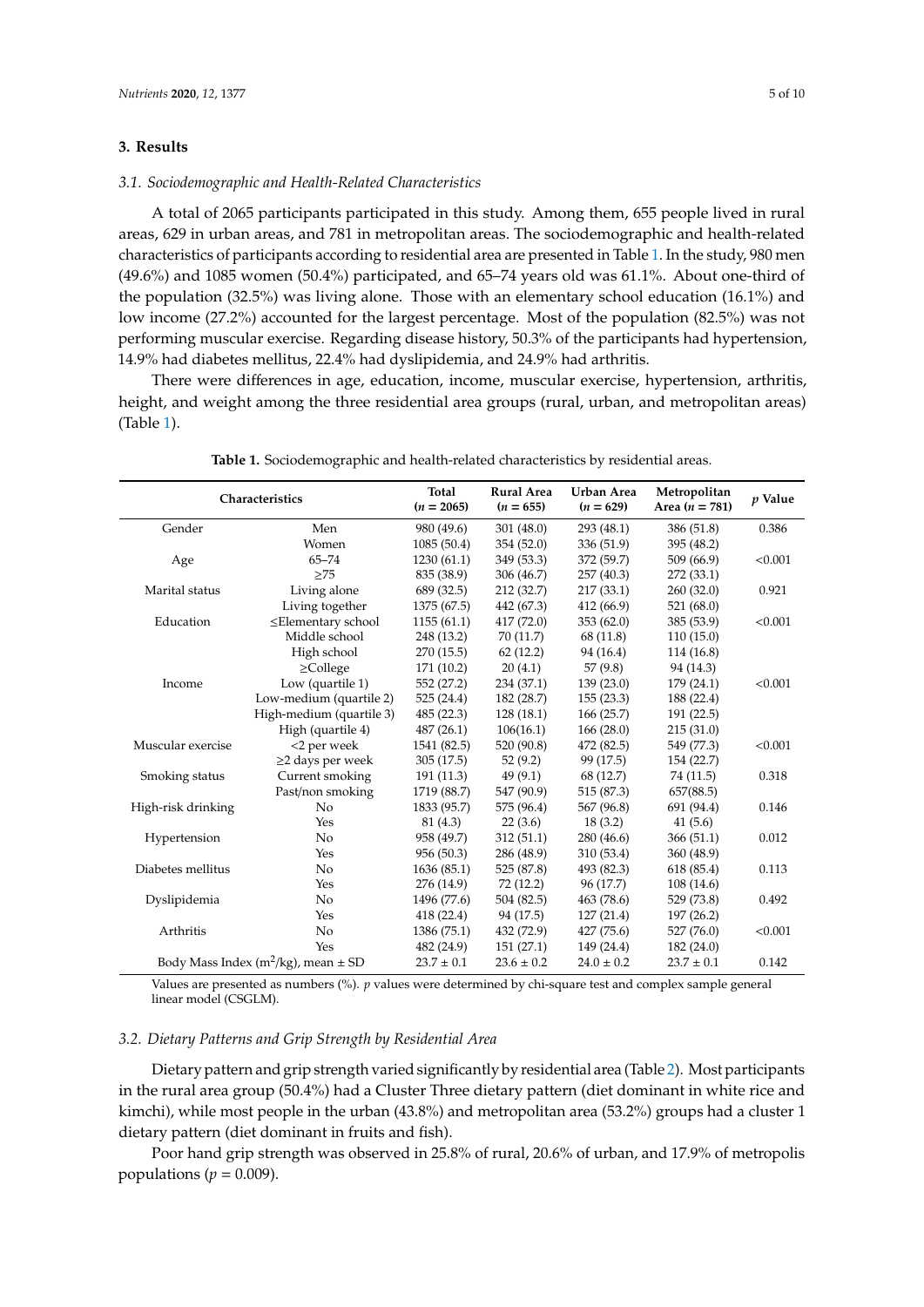## 3. Results

### 3.1. Sociodemographic and Health-Related Characteristics

A total of 2065 participants participated in this study. Among them, 655 people lived in rural areas, 629 in urban areas, and 781 in metropolitan areas. The sociodemographic and health-related characteristics of participants according to residential area are presented in Table 1. In the study, 980 men (49.6%) and 1085 women (50.4%) participated, and 65–74 years old was 61.1%. About one-third of the population (32.5%) was living alone. Those with an elementary school education (16.1%) and low income (27.2%) accounted for the largest percentage. Most of the population (82.5%) was not performing muscular exercise. Regarding disease history, 50.3% of the participants had hypertension, 14.9% had diabetes mellitus, 22.4% had dyslipidemia, and 24.9% had arthritis.

There were differences in age, education, income, muscular exercise, hypertension, arthritis, height, and weight among the three residential area groups (rural, urban, and metropolitan areas) (Table 1).

**Table 1.** Sociodemographic and health-related characteristics by residential areas.

| Characteristics | | Total ($n$ = 2065) | Rural Area ($n$ = 655) | Urban Area ($n$ = 629) | Metropolitan Area ($n$ = 781) | $p$ Value |
|---|---|---|---|---|---|---|
| Gender | Men | 980 (49.6) | 301 (48.0) | 293 (48.1) | 386 (51.8) | 0.386 |
| | Women | 1085 (50.4) | 354 (52.0) | 336 (51.9) | 395 (48.2) | |
| Age | 65–74 | 1230 (61.1) | 349 (53.3) | 372 (59.7) | 509 (66.9) | <0.001 |
| | ≥75 | 835 (38.9) | 306 (46.7) | 257 (40.3) | 272 (33.1) | |
| Marital status | Living alone | 689 (32.5) | 212 (32.7) | 217 (33.1) | 260 (32.0) | 0.921 |
| | Living together | 1375 (67.5) | 442 (67.3) | 412 (66.9) | 521 (68.0) | |
| Education | ≤Elementary school | 1155 (61.1) | 417 (72.0) | 353 (62.0) | 385 (53.9) | <0.001 |
| | Middle school | 248 (13.2) | 70 (11.7) | 68 (11.8) | 110 (15.0) | |
| | High school | 270 (15.5) | 62 (12.2) | 94 (16.4) | 114 (16.8) | |
| | ≥College | 171 (10.2) | 20 (4.1) | 57 (9.8) | 94 (14.3) | |
| Income | Low (quartile 1) | 552 (27.2) | 234 (37.1) | 139 (23.0) | 179 (24.1) | <0.001 |
| | Low-medium (quartile 2) | 525 (24.4) | 182 (28.7) | 155 (23.3) | 188 (22.4) | |
| | High-medium (quartile 3) | 485 (22.3) | 128 (18.1) | 166 (25.7) | 191 (22.5) | |
| | High (quartile 4) | 487 (26.1) | 106(16.1) | 166 (28.0) | 215 (31.0) | |
| Muscular exercise | <2 per week | 1541 (82.5) | 520 (90.8) | 472 (82.5) | 549 (77.3) | <0.001 |
| | ≥2 days per week | 305 (17.5) | 52 (9.2) | 99 (17.5) | 154 (22.7) | |
| Smoking status | Current smoking | 191 (11.3) | 49 (9.1) | 68 (12.7) | 74 (11.5) | 0.318 |
| | Past/non smoking | 1719 (88.7) | 547 (90.9) | 515 (87.3) | 657(88.5) | |
| High-risk drinking | No | 1833 (95.7) | 575 (96.4) | 567 (96.8) | 691 (94.4) | 0.146 |
| | Yes | 81 (4.3) | 22 (3.6) | 18 (3.2) | 41 (5.6) | |
| Hypertension | No | 958 (49.7) | 312 (51.1) | 280 (46.6) | 366 (51.1) | 0.012 |
| | Yes | 956 (50.3) | 286 (48.9) | 310 (53.4) | 360 (48.9) | |
| Diabetes mellitus | No | 1636 (85.1) | 525 (87.8) | 493 (82.3) | 618 (85.4) | 0.113 |
| | Yes | 276 (14.9) | 72 (12.2) | 96 (17.7) | 108 (14.6) | |
| Dyslipidemia | No | 1496 (77.6) | 504 (82.5) | 463 (78.6) | 529 (73.8) | 0.492 |
| | Yes | 418 (22.4) | 94 (17.5) | 127 (21.4) | 197 (26.2) | |
| Arthritis | No | 1386 (75.1) | 432 (72.9) | 427 (75.6) | 527 (76.0) | <0.001 |
| | Yes | 482 (24.9) | 151 (27.1) | 149 (24.4) | 182 (24.0) | |
| Body Mass Index ($m^2$/kg), mean ± SD | | 23.7 ± 0.1 | 23.6 ± 0.2 | 24.0 ± 0.2 | 23.7 ± 0.1 | 0.142 |

Values are presented as numbers (%). $p$ values were determined by chi-square test and complex sample general linear model (CSGLM).

### 3.2. Dietary Patterns and Grip Strength by Residential Area

Dietary pattern and grip strength varied significantly by residential area (Table 2). Most participants in the rural area group (50.4%) had a Cluster Three dietary pattern (diet dominant in white rice and kimchi), while most people in the urban (43.8%) and metropolitan area (53.2%) groups had a cluster 1 dietary pattern (diet dominant in fruits and fish).

Poor hand grip strength was observed in 25.8% of rural, 20.6% of urban, and 17.9% of metropolis populations ($p$ = 0.009).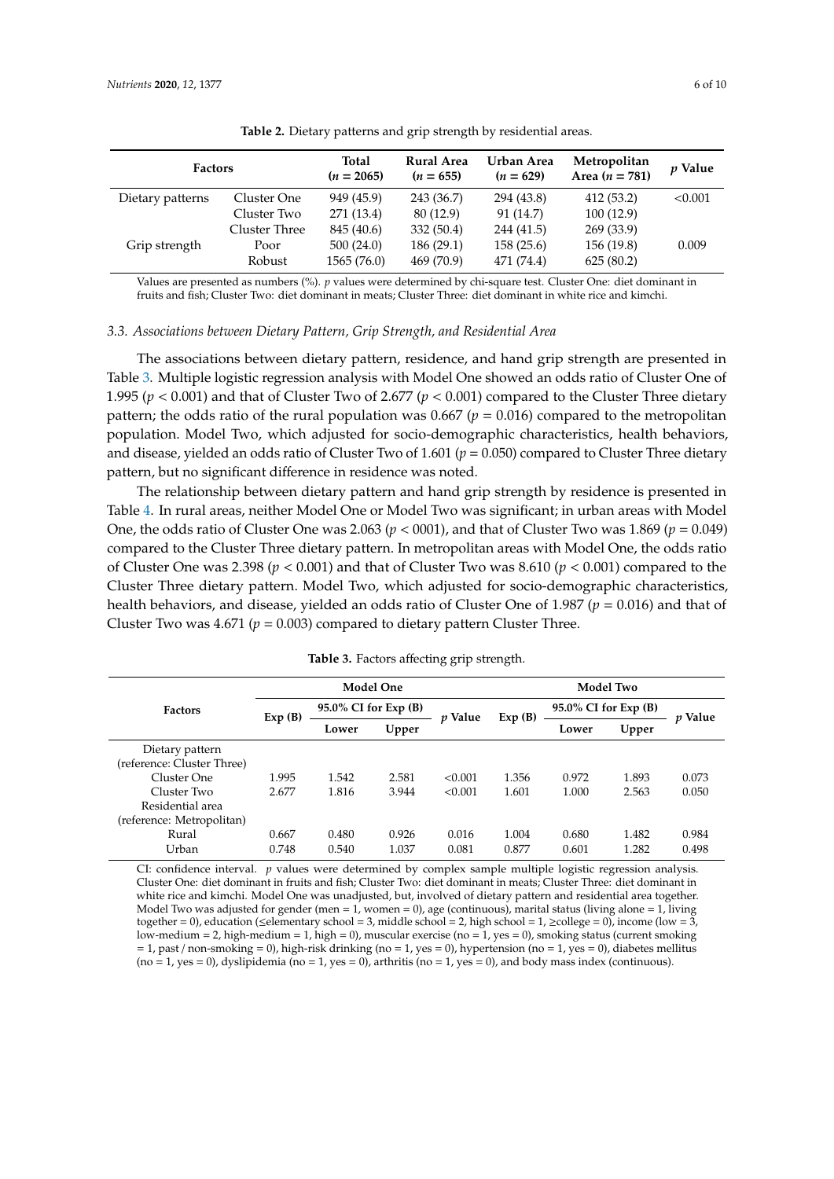**Table 2.** Dietary patterns and grip strength by residential areas.

| Factors | | Total ($n$ = 2065) | Rural Area ($n$ = 655) | Urban Area ($n$ = 629) | Metropolitan Area ($n$ = 781) | $p$ Value |
|---|---|---|---|---|---|---|
| Dietary patterns | Cluster One | 949 (45.9) | 243 (36.7) | 294 (43.8) | 412 (53.2) | <0.001 |
| | Cluster Two | 271 (13.4) | 80 (12.9) | 91 (14.7) | 100 (12.9) | |
| | Cluster Three | 845 (40.6) | 332 (50.4) | 244 (41.5) | 269 (33.9) | |
| Grip strength | Poor | 500 (24.0) | 186 (29.1) | 158 (25.6) | 156 (19.8) | 0.009 |
| | Robust | 1565 (76.0) | 469 (70.9) | 471 (74.4) | 625 (80.2) | |

Values are presented as numbers (%). $p$ values were determined by chi-square test. Cluster One: diet dominant in fruits and fish; Cluster Two: diet dominant in meats; Cluster Three: diet dominant in white rice and kimchi.

### *3.3. Associations between Dietary Pattern, Grip Strength, and Residential Area*

The associations between dietary pattern, residence, and hand grip strength are presented in Table 3. Multiple logistic regression analysis with Model One showed an odds ratio of Cluster One of 1.995 ($p < 0.001$) and that of Cluster Two of 2.677 ($p < 0.001$) compared to the Cluster Three dietary pattern; the odds ratio of the rural population was 0.667 ($p = 0.016$) compared to the metropolitan population. Model Two, which adjusted for socio-demographic characteristics, health behaviors, and disease, yielded an odds ratio of Cluster Two of 1.601 ($p = 0.050$) compared to Cluster Three dietary pattern, but no significant difference in residence was noted.

The relationship between dietary pattern and hand grip strength by residence is presented in Table 4. In rural areas, neither Model One or Model Two was significant; in urban areas with Model One, the odds ratio of Cluster One was 2.063 ($p < 0001$), and that of Cluster Two was 1.869 ($p = 0.049$) compared to the Cluster Three dietary pattern. In metropolitan areas with Model One, the odds ratio of Cluster One was 2.398 ($p < 0.001$) and that of Cluster Two was 8.610 ($p < 0.001$) compared to the Cluster Three dietary pattern. Model Two, which adjusted for socio-demographic characteristics, health behaviors, and disease, yielded an odds ratio of Cluster One of 1.987 ($p = 0.016$) and that of Cluster Two was 4.671 ($p = 0.003$) compared to dietary pattern Cluster Three.

**Table 3.** Factors affecting grip strength.

| Factors | Model One | | | | Model Two | | | |
|---|---|---|---|---|---|---|---|---|
| | Exp (B) | 95.0% CI for Exp (B) | | $p$ Value | Exp (B) | 95.0% CI for Exp (B) | | $p$ Value |
| | | Lower | Upper | | | Lower | Upper | |
| Dietary pattern (reference: Cluster Three) | | | | | | | | |
| Cluster One | 1.995 | 1.542 | 2.581 | <0.001 | 1.356 | 0.972 | 1.893 | 0.073 |
| Cluster Two | 2.677 | 1.816 | 3.944 | <0.001 | 1.601 | 1.000 | 2.563 | 0.050 |
| Residential area (reference: Metropolitan) | | | | | | | | |
| Rural | 0.667 | 0.480 | 0.926 | 0.016 | 1.004 | 0.680 | 1.482 | 0.984 |
| Urban | 0.748 | 0.540 | 1.037 | 0.081 | 0.877 | 0.601 | 1.282 | 0.498 |

CI: confidence interval. $p$ values were determined by complex sample multiple logistic regression analysis. Cluster One: diet dominant in fruits and fish; Cluster Two: diet dominant in meats; Cluster Three: diet dominant in white rice and kimchi. Model One was unadjusted, but, involved of dietary pattern and residential area together. Model Two was adjusted for gender (men = 1, women = 0), age (continuous), marital status (living alone = 1, living together = 0), education (≤elementary school = 3, middle school = 2, high school = 1, ≥college = 0), income (low = 3, low-medium = 2, high-medium = 1, high = 0), muscular exercise (no = 1, yes = 0), smoking status (current smoking = 1, past / non-smoking = 0), high-risk drinking (no = 1, yes = 0), hypertension (no = 1, yes = 0), diabetes mellitus (no = 1, yes = 0), dyslipidemia (no = 1, yes = 0), arthritis (no = 1, yes = 0), and body mass index (continuous).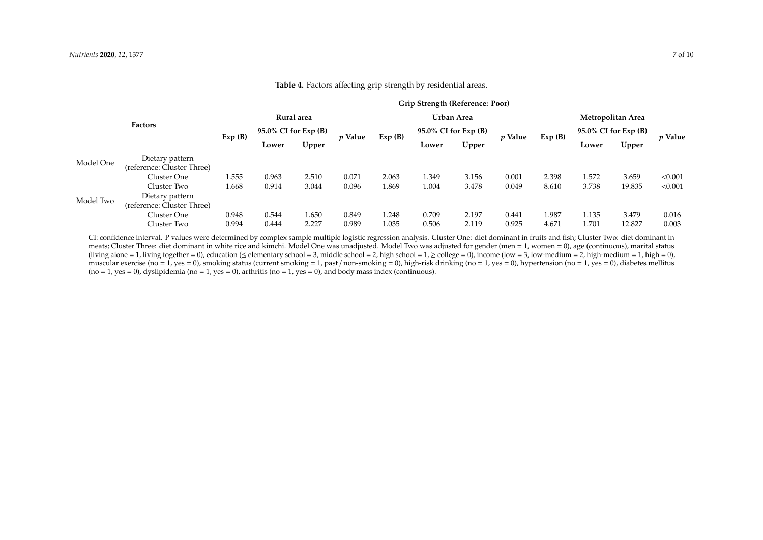**Table 4.** Factors affecting grip strength by residential areas.

| Factors | | Grip Strength (Reference: Poor) | | | | | | | | | | | |
|---|---|---|---|---|---|---|---|---|---|---|---|---|---|
| | | Rural area | | | | Urban Area | | | | Metropolitan Area | | | |
| | | Exp (B) | 95.0% CI for Exp (B) | | *p* Value | Exp (B) | 95.0% CI for Exp (B) | | *p* Value | Exp (B) | 95.0% CI for Exp (B) | | *p* Value |
| | | | Lower | Upper | | | Lower | Upper | | | Lower | Upper | |
| Model One | Dietary pattern (reference: Cluster Three) | | | | | | | | | | | | |
| | Cluster One | 1.555 | 0.963 | 2.510 | 0.071 | 2.063 | 1.349 | 3.156 | 0.001 | 2.398 | 1.572 | 3.659 | <0.001 |
| | Cluster Two | 1.668 | 0.914 | 3.044 | 0.096 | 1.869 | 1.004 | 3.478 | 0.049 | 8.610 | 3.738 | 19.835 | <0.001 |
| Model Two | Dietary pattern (reference: Cluster Three) | | | | | | | | | | | | |
| | Cluster One | 0.948 | 0.544 | 1.650 | 0.849 | 1.248 | 0.709 | 2.197 | 0.441 | 1.987 | 1.135 | 3.479 | 0.016 |
| | Cluster Two | 0.994 | 0.444 | 2.227 | 0.989 | 1.035 | 0.506 | 2.119 | 0.925 | 4.671 | 1.701 | 12.827 | 0.003 |

CI: confidence interval. P values were determined by complex sample multiple logistic regression analysis. Cluster One: diet dominant in fruits and fish; Cluster Two: diet dominant in meats; Cluster Three: diet dominant in white rice and kimchi. Model One was unadjusted. Model Two was adjusted for gender (men = 1, women = 0), age (continuous), marital status (living alone = 1, living together = 0), education (≤ elementary school = 3, middle school = 2, high school = 1, ≥ college = 0), income (low = 3, low-medium = 2, high-medium = 1, high = 0), muscular exercise (no = 1, yes = 0), smoking status (current smoking = 1, past / non-smoking = 0), high-risk drinking (no = 1, yes = 0), hypertension (no = 1, yes = 0), diabetes mellitus (no = 1, yes = 0), dyslipidemia (no = 1, yes = 0), arthritis (no = 1, yes = 0), and body mass index (continuous).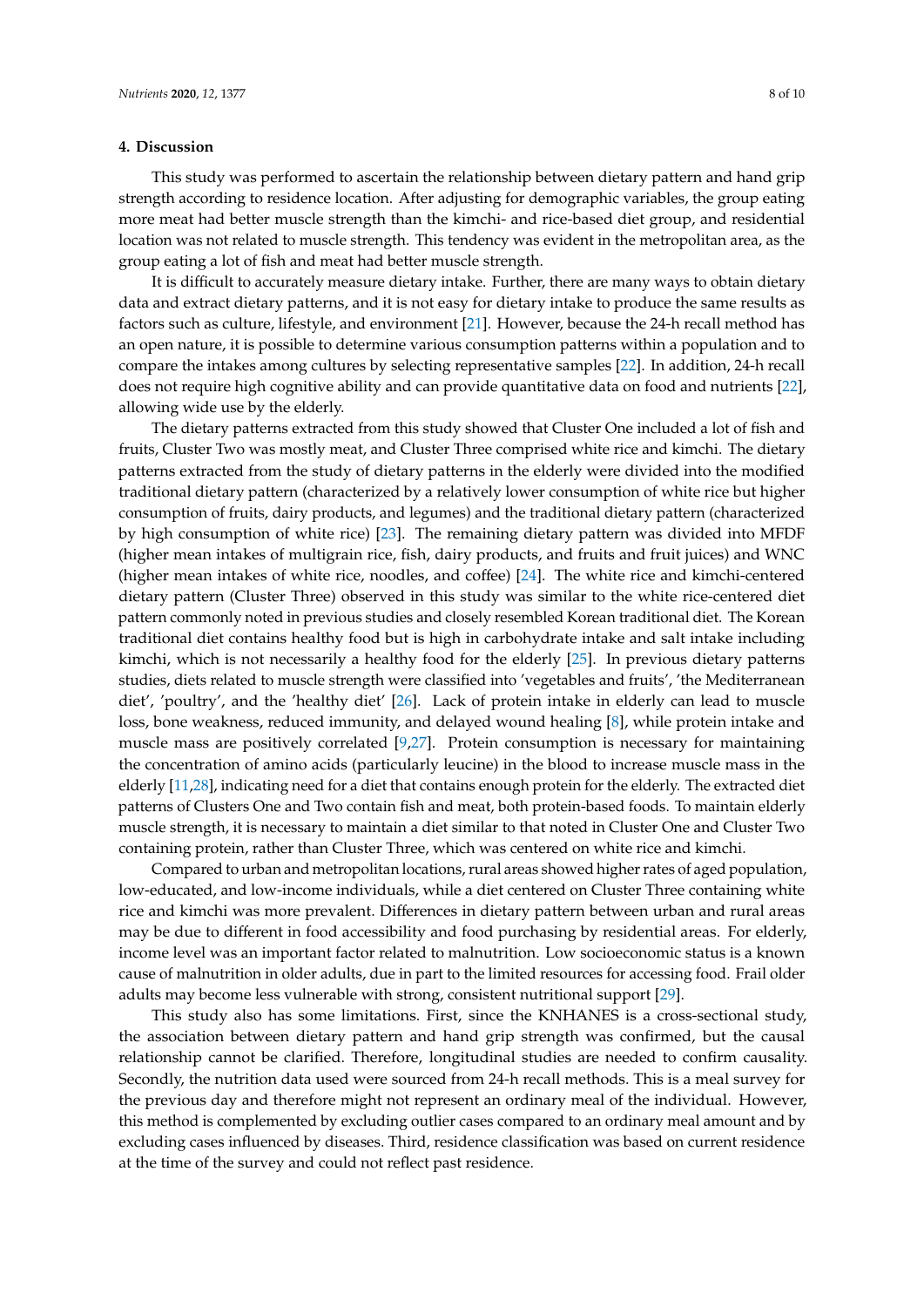## 4. Discussion

This study was performed to ascertain the relationship between dietary pattern and hand grip strength according to residence location. After adjusting for demographic variables, the group eating more meat had better muscle strength than the kimchi- and rice-based diet group, and residential location was not related to muscle strength. This tendency was evident in the metropolitan area, as the group eating a lot of fish and meat had better muscle strength.

It is difficult to accurately measure dietary intake. Further, there are many ways to obtain dietary data and extract dietary patterns, and it is not easy for dietary intake to produce the same results as factors such as culture, lifestyle, and environment [21]. However, because the 24-h recall method has an open nature, it is possible to determine various consumption patterns within a population and to compare the intakes among cultures by selecting representative samples [22]. In addition, 24-h recall does not require high cognitive ability and can provide quantitative data on food and nutrients [22], allowing wide use by the elderly.

The dietary patterns extracted from this study showed that Cluster One included a lot of fish and fruits, Cluster Two was mostly meat, and Cluster Three comprised white rice and kimchi. The dietary patterns extracted from the study of dietary patterns in the elderly were divided into the modified traditional dietary pattern (characterized by a relatively lower consumption of white rice but higher consumption of fruits, dairy products, and legumes) and the traditional dietary pattern (characterized by high consumption of white rice) [23]. The remaining dietary pattern was divided into MFDF (higher mean intakes of multigrain rice, fish, dairy products, and fruits and fruit juices) and WNC (higher mean intakes of white rice, noodles, and coffee) [24]. The white rice and kimchi-centered dietary pattern (Cluster Three) observed in this study was similar to the white rice-centered diet pattern commonly noted in previous studies and closely resembled Korean traditional diet. The Korean traditional diet contains healthy food but is high in carbohydrate intake and salt intake including kimchi, which is not necessarily a healthy food for the elderly [25]. In previous dietary patterns studies, diets related to muscle strength were classified into 'vegetables and fruits', 'the Mediterranean diet', 'poultry', and the 'healthy diet' [26]. Lack of protein intake in elderly can lead to muscle loss, bone weakness, reduced immunity, and delayed wound healing [8], while protein intake and muscle mass are positively correlated [9,27]. Protein consumption is necessary for maintaining the concentration of amino acids (particularly leucine) in the blood to increase muscle mass in the elderly [11,28], indicating need for a diet that contains enough protein for the elderly. The extracted diet patterns of Clusters One and Two contain fish and meat, both protein-based foods. To maintain elderly muscle strength, it is necessary to maintain a diet similar to that noted in Cluster One and Cluster Two containing protein, rather than Cluster Three, which was centered on white rice and kimchi.

Compared to urban and metropolitan locations, rural areas showed higher rates of aged population, low-educated, and low-income individuals, while a diet centered on Cluster Three containing white rice and kimchi was more prevalent. Differences in dietary pattern between urban and rural areas may be due to different in food accessibility and food purchasing by residential areas. For elderly, income level was an important factor related to malnutrition. Low socioeconomic status is a known cause of malnutrition in older adults, due in part to the limited resources for accessing food. Frail older adults may become less vulnerable with strong, consistent nutritional support [29].

This study also has some limitations. First, since the KNHANES is a cross-sectional study, the association between dietary pattern and hand grip strength was confirmed, but the causal relationship cannot be clarified. Therefore, longitudinal studies are needed to confirm causality. Secondly, the nutrition data used were sourced from 24-h recall methods. This is a meal survey for the previous day and therefore might not represent an ordinary meal of the individual. However, this method is complemented by excluding outlier cases compared to an ordinary meal amount and by excluding cases influenced by diseases. Third, residence classification was based on current residence at the time of the survey and could not reflect past residence.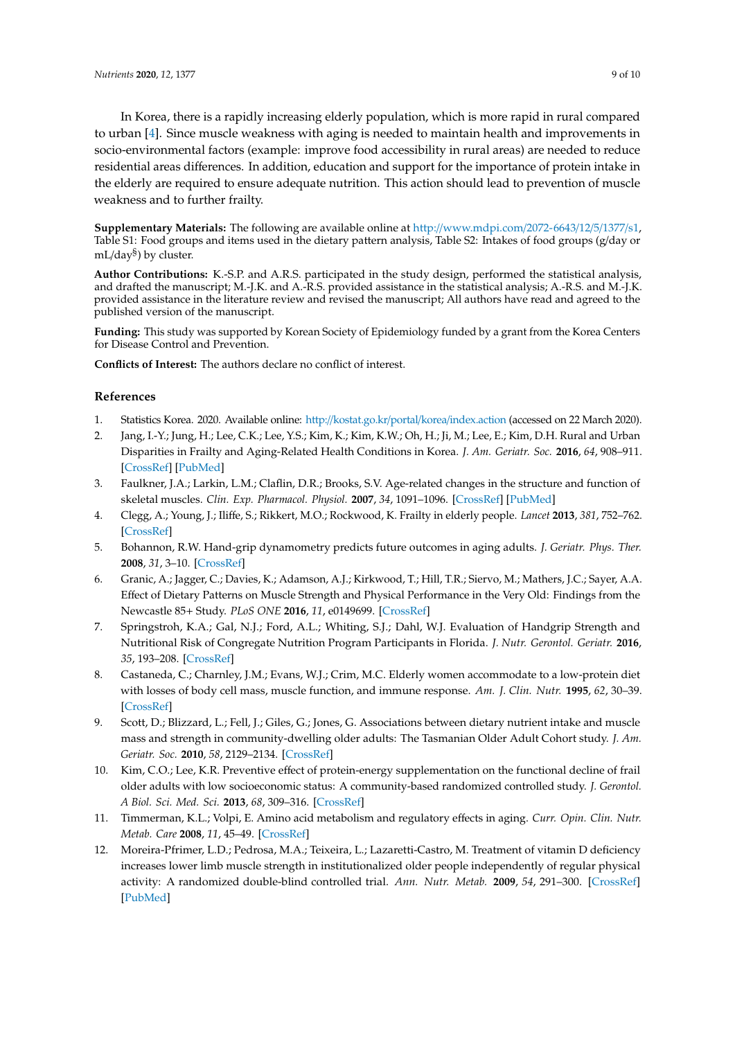In Korea, there is a rapidly increasing elderly population, which is more rapid in rural compared to urban [4]. Since muscle weakness with aging is needed to maintain health and improvements in socio-environmental factors (example: improve food accessibility in rural areas) are needed to reduce residential areas differences. In addition, education and support for the importance of protein intake in the elderly are required to ensure adequate nutrition. This action should lead to prevention of muscle weakness and to further frailty.

**Supplementary Materials:** The following are available online at http://www.mdpi.com/2072-6643/12/5/1377/s1, Table S1: Food groups and items used in the dietary pattern analysis, Table S2: Intakes of food groups (g/day or mL/day§) by cluster.

**Author Contributions:** K.-S.P. and A.R.S. participated in the study design, performed the statistical analysis, and drafted the manuscript; M.-J.K. and A.-R.S. provided assistance in the statistical analysis; A.-R.S. and M.-J.K. provided assistance in the literature review and revised the manuscript; All authors have read and agreed to the published version of the manuscript.

**Funding:** This study was supported by Korean Society of Epidemiology funded by a grant from the Korea Centers for Disease Control and Prevention.

**Conflicts of Interest:** The authors declare no conflict of interest.

## References

1. Statistics Korea. 2020. Available online: http://kostat.go.kr/portal/korea/index.action (accessed on 22 March 2020).
2. Jang, I.-Y.; Jung, H.; Lee, C.K.; Lee, Y.S.; Kim, K.; Kim, K.W.; Oh, H.; Ji, M.; Lee, E.; Kim, D.H. Rural and Urban Disparities in Frailty and Aging-Related Health Conditions in Korea. *J. Am. Geriatr. Soc.* **2016**, *64*, 908–911. [CrossRef] [PubMed]
3. Faulkner, J.A.; Larkin, L.M.; Claflin, D.R.; Brooks, S.V. Age-related changes in the structure and function of skeletal muscles. *Clin. Exp. Pharmacol. Physiol.* **2007**, *34*, 1091–1096. [CrossRef] [PubMed]
4. Clegg, A.; Young, J.; Iliffe, S.; Rikkert, M.O.; Rockwood, K. Frailty in elderly people. *Lancet* **2013**, *381*, 752–762. [CrossRef]
5. Bohannon, R.W. Hand-grip dynamometry predicts future outcomes in aging adults. *J. Geriatr. Phys. Ther.* **2008**, *31*, 3–10. [CrossRef]
6. Granic, A.; Jagger, C.; Davies, K.; Adamson, A.J.; Kirkwood, T.; Hill, T.R.; Siervo, M.; Mathers, J.C.; Sayer, A.A. Effect of Dietary Patterns on Muscle Strength and Physical Performance in the Very Old: Findings from the Newcastle 85+ Study. *PLoS ONE* **2016**, *11*, e0149699. [CrossRef]
7. Springstroh, K.A.; Gal, N.J.; Ford, A.L.; Whiting, S.J.; Dahl, W.J. Evaluation of Handgrip Strength and Nutritional Risk of Congregate Nutrition Program Participants in Florida. *J. Nutr. Gerontol. Geriatr.* **2016**, *35*, 193–208. [CrossRef]
8. Castaneda, C.; Charnley, J.M.; Evans, W.J.; Crim, M.C. Elderly women accommodate to a low-protein diet with losses of body cell mass, muscle function, and immune response. *Am. J. Clin. Nutr.* **1995**, *62*, 30–39. [CrossRef]
9. Scott, D.; Blizzard, L.; Fell, J.; Giles, G.; Jones, G. Associations between dietary nutrient intake and muscle mass and strength in community-dwelling older adults: The Tasmanian Older Adult Cohort study. *J. Am. Geriatr. Soc.* **2010**, *58*, 2129–2134. [CrossRef]
10. Kim, C.O.; Lee, K.R. Preventive effect of protein-energy supplementation on the functional decline of frail older adults with low socioeconomic status: A community-based randomized controlled study. *J. Gerontol. A Biol. Sci. Med. Sci.* **2013**, *68*, 309–316. [CrossRef]
11. Timmerman, K.L.; Volpi, E. Amino acid metabolism and regulatory effects in aging. *Curr. Opin. Clin. Nutr. Metab. Care* **2008**, *11*, 45–49. [CrossRef]
12. Moreira-Pfrimer, L.D.; Pedrosa, M.A.; Teixeira, L.; Lazaretti-Castro, M. Treatment of vitamin D deficiency increases lower limb muscle strength in institutionalized older people independently of regular physical activity: A randomized double-blind controlled trial. *Ann. Nutr. Metab.* **2009**, *54*, 291–300. [CrossRef] [PubMed]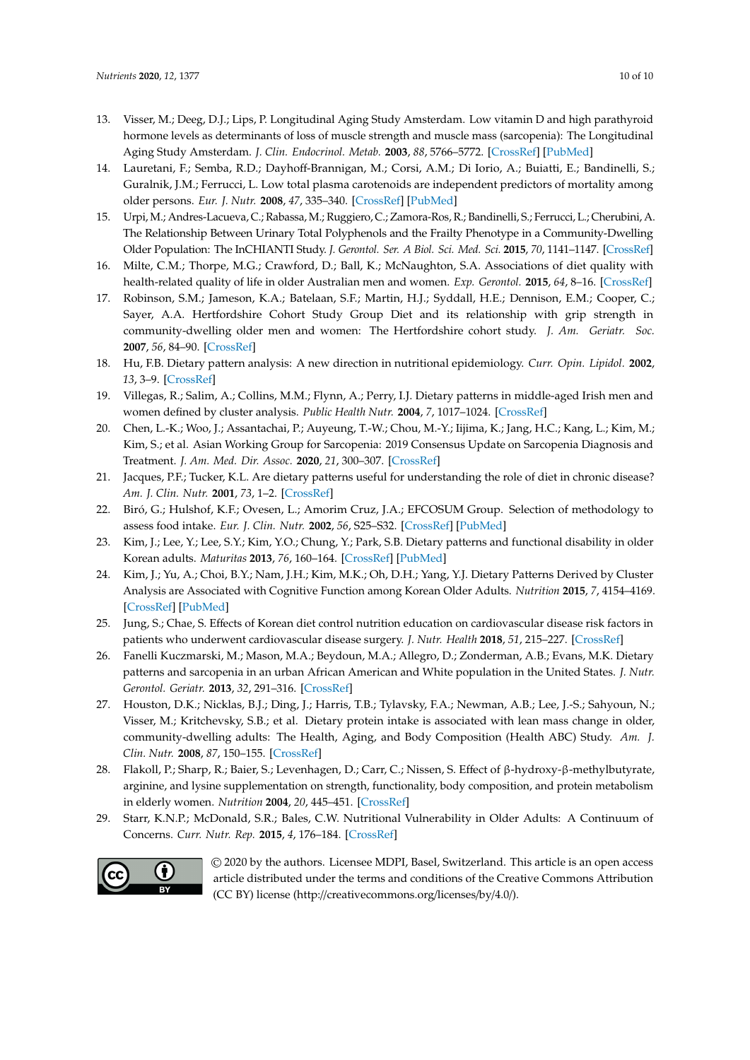13. Visser, M.; Deeg, D.J.; Lips, P. Longitudinal Aging Study Amsterdam. Low vitamin D and high parathyroid hormone levels as determinants of loss of muscle strength and muscle mass (sarcopenia): The Longitudinal Aging Study Amsterdam. *J. Clin. Endocrinol. Metab.* **2003**, *88*, 5766–5772. [CrossRef] [PubMed]
14. Lauretani, F.; Semba, R.D.; Dayhoff-Brannigan, M.; Corsi, A.M.; Di Iorio, A.; Buiatti, E.; Bandinelli, S.; Guralnik, J.M.; Ferrucci, L. Low total plasma carotenoids are independent predictors of mortality among older persons. *Eur. J. Nutr.* **2008**, *47*, 335–340. [CrossRef] [PubMed]
15. Urpi, M.; Andres-Lacueva, C.; Rabassa, M.; Ruggiero, C.; Zamora-Ros, R.; Bandinelli, S.; Ferrucci, L.; Cherubini, A. The Relationship Between Urinary Total Polyphenols and the Frailty Phenotype in a Community-Dwelling Older Population: The InCHIANTI Study. *J. Gerontol. Ser. A Biol. Sci. Med. Sci.* **2015**, *70*, 1141–1147. [CrossRef]
16. Milte, C.M.; Thorpe, M.G.; Crawford, D.; Ball, K.; McNaughton, S.A. Associations of diet quality with health-related quality of life in older Australian men and women. *Exp. Gerontol.* **2015**, *64*, 8–16. [CrossRef]
17. Robinson, S.M.; Jameson, K.A.; Batelaan, S.F.; Martin, H.J.; Syddall, H.E.; Dennison, E.M.; Cooper, C.; Sayer, A.A. Hertfordshire Cohort Study Group Diet and its relationship with grip strength in community-dwelling older men and women: The Hertfordshire cohort study. *J. Am. Geriatr. Soc.* **2007**, *56*, 84–90. [CrossRef]
18. Hu, F.B. Dietary pattern analysis: A new direction in nutritional epidemiology. *Curr. Opin. Lipidol.* **2002**, *13*, 3–9. [CrossRef]
19. Villegas, R.; Salim, A.; Collins, M.M.; Flynn, A.; Perry, I.J. Dietary patterns in middle-aged Irish men and women defined by cluster analysis. *Public Health Nutr.* **2004**, *7*, 1017–1024. [CrossRef]
20. Chen, L.-K.; Woo, J.; Assantachai, P.; Auyeung, T.-W.; Chou, M.-Y.; Iijima, K.; Jang, H.C.; Kang, L.; Kim, M.; Kim, S.; et al. Asian Working Group for Sarcopenia: 2019 Consensus Update on Sarcopenia Diagnosis and Treatment. *J. Am. Med. Dir. Assoc.* **2020**, *21*, 300–307. [CrossRef]
21. Jacques, P.F.; Tucker, K.L. Are dietary patterns useful for understanding the role of diet in chronic disease? *Am. J. Clin. Nutr.* **2001**, *73*, 1–2. [CrossRef]
22. Biró, G.; Hulshof, K.F.; Ovesen, L.; Amorim Cruz, J.A.; EFCOSUM Group. Selection of methodology to assess food intake. *Eur. J. Clin. Nutr.* **2002**, *56*, S25–S32. [CrossRef] [PubMed]
23. Kim, J.; Lee, Y.; Lee, S.Y.; Kim, Y.O.; Chung, Y.; Park, S.B. Dietary patterns and functional disability in older Korean adults. *Maturitas* **2013**, *76*, 160–164. [CrossRef] [PubMed]
24. Kim, J.; Yu, A.; Choi, B.Y.; Nam, J.H.; Kim, M.K.; Oh, D.H.; Yang, Y.J. Dietary Patterns Derived by Cluster Analysis are Associated with Cognitive Function among Korean Older Adults. *Nutrition* **2015**, *7*, 4154–4169. [CrossRef] [PubMed]
25. Jung, S.; Chae, S. Effects of Korean diet control nutrition education on cardiovascular disease risk factors in patients who underwent cardiovascular disease surgery. *J. Nutr. Health* **2018**, *51*, 215–227. [CrossRef]
26. Fanelli Kuczmarski, M.; Mason, M.A.; Beydoun, M.A.; Allegro, D.; Zonderman, A.B.; Evans, M.K. Dietary patterns and sarcopenia in an urban African American and White population in the United States. *J. Nutr. Gerontol. Geriatr.* **2013**, *32*, 291–316. [CrossRef]
27. Houston, D.K.; Nicklas, B.J.; Ding, J.; Harris, T.B.; Tylavsky, F.A.; Newman, A.B.; Lee, J.-S.; Sahyoun, N.; Visser, M.; Kritchevsky, S.B.; et al. Dietary protein intake is associated with lean mass change in older, community-dwelling adults: The Health, Aging, and Body Composition (Health ABC) Study. *Am. J. Clin. Nutr.* **2008**, *87*, 150–155. [CrossRef]
28. Flakoll, P.; Sharp, R.; Baier, S.; Levenhagen, D.; Carr, C.; Nissen, S. Effect of β-hydroxy-β-methylbutyrate, arginine, and lysine supplementation on strength, functionality, body composition, and protein metabolism in elderly women. *Nutrition* **2004**, *20*, 445–451. [CrossRef]
29. Starr, K.N.P.; McDonald, S.R.; Bales, C.W. Nutritional Vulnerability in Older Adults: A Continuum of Concerns. *Curr. Nutr. Rep.* **2015**, *4*, 176–184. [CrossRef]

© 2020 by the authors. Licensee MDPI, Basel, Switzerland. This article is an open access article distributed under the terms and conditions of the Creative Commons Attribution (CC BY) license (http://creativecommons.org/licenses/by/4.0/).